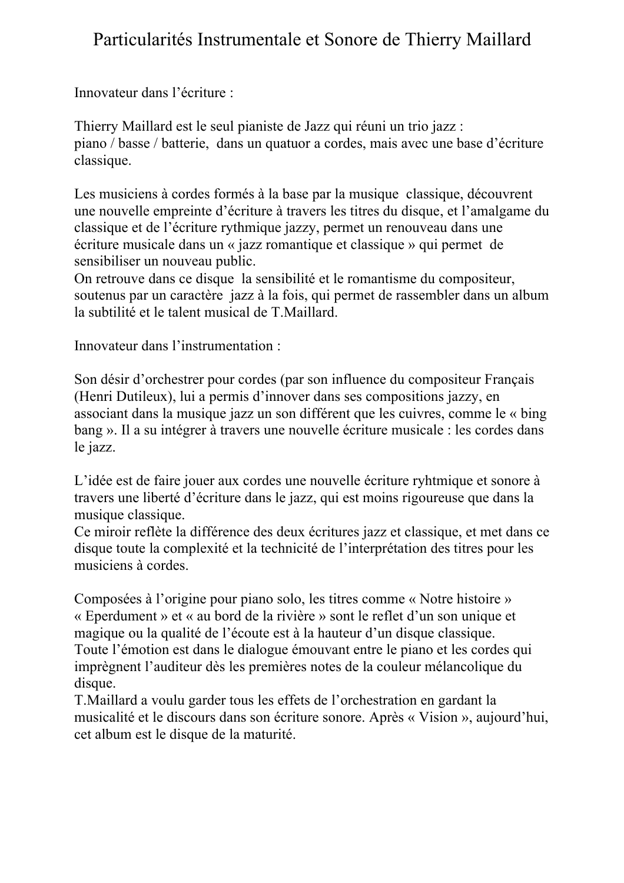# Particularités Instrumentale et Sonore de Thierry Maillard

Innovateur dans l'écriture :

Thierry Maillard est le seul pianiste de Jazz qui réuni un trio jazz :
piano / basse / batterie, dans un quatuor a cordes, mais avec une base d'écriture classique.

Les musiciens à cordes formés à la base par la musique classique, découvrent une nouvelle empreinte d'écriture à travers les titres du disque, et l'amalgame du classique et de l'écriture rythmique jazzy, permet un renouveau dans une écriture musicale dans un « jazz romantique et classique » qui permet de sensibiliser un nouveau public.
On retrouve dans ce disque la sensibilité et le romantisme du compositeur, soutenus par un caractère jazz à la fois, qui permet de rassembler dans un album la subtilité et le talent musical de T.Maillard.

Innovateur dans l'instrumentation :

Son désir d'orchestrer pour cordes (par son influence du compositeur Français (Henri Dutileux), lui a permis d'innover dans ses compositions jazzy, en associant dans la musique jazz un son différent que les cuivres, comme le « bing bang ». Il a su intégrer à travers une nouvelle écriture musicale : les cordes dans le jazz.

L'idée est de faire jouer aux cordes une nouvelle écriture ryhtmique et sonore à travers une liberté d'écriture dans le jazz, qui est moins rigoureuse que dans la musique classique.
Ce miroir reflète la différence des deux écritures jazz et classique, et met dans ce disque toute la complexité et la technicité de l'interprétation des titres pour les musiciens à cordes.

Composées à l'origine pour piano solo, les titres comme « Notre histoire » « Eperdument » et « au bord de la rivière » sont le reflet d'un son unique et magique ou la qualité de l'écoute est à la hauteur d'un disque classique.
Toute l'émotion est dans le dialogue émouvant entre le piano et les cordes qui imprègnent l'auditeur dès les premières notes de la couleur mélancolique du disque.
T.Maillard a voulu garder tous les effets de l'orchestration en gardant la musicalité et le discours dans son écriture sonore. Après « Vision », aujourd'hui, cet album est le disque de la maturité.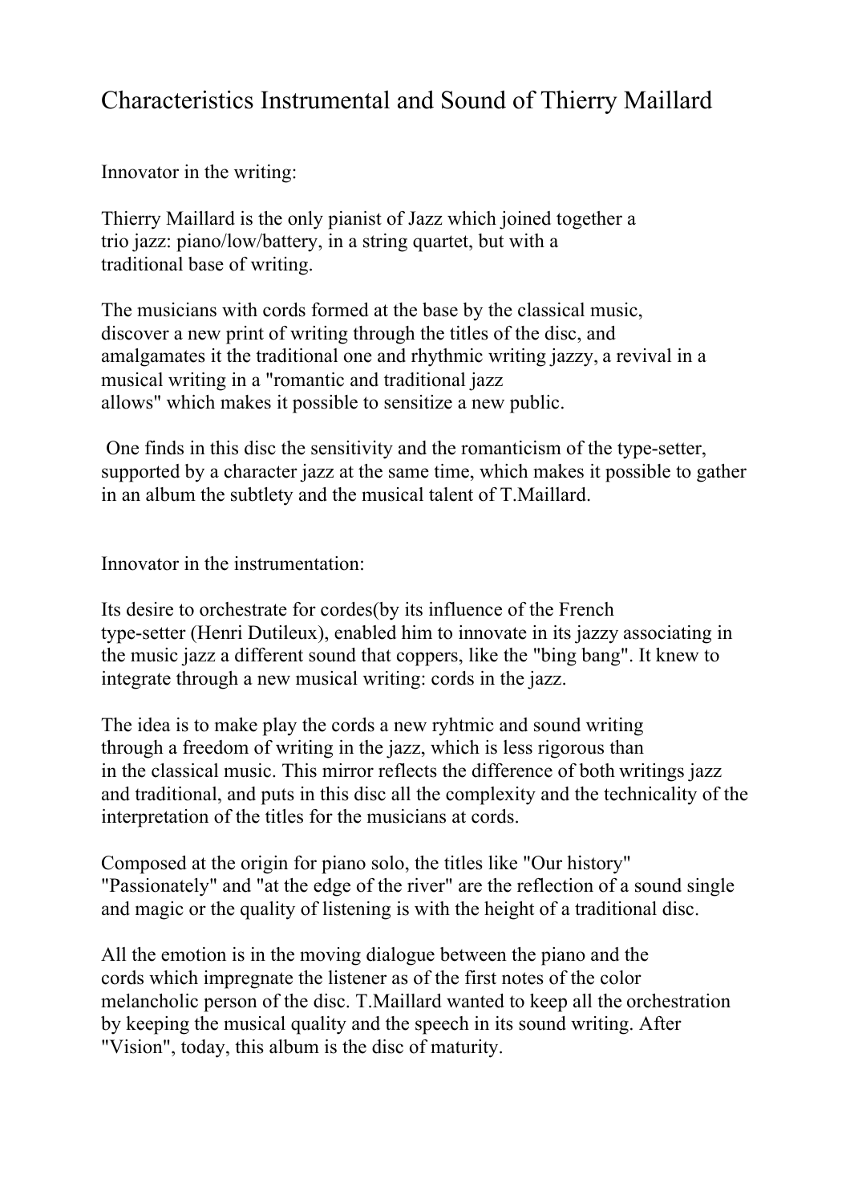# Characteristics Instrumental and Sound of Thierry Maillard

## Innovator in the writing:

Thierry Maillard is the only pianist of Jazz which joined together a trio jazz: piano/low/battery, in a string quartet, but with a traditional base of writing.

The musicians with cords formed at the base by the classical music, discover a new print of writing through the titles of the disc, and amalgamates it the traditional one and rhythmic writing jazzy, a revival in a musical writing in a "romantic and traditional jazz allows" which makes it possible to sensitize a new public.

One finds in this disc the sensitivity and the romanticism of the type-setter, supported by a character jazz at the same time, which makes it possible to gather in an album the subtlety and the musical talent of T.Maillard.

## Innovator in the instrumentation:

Its desire to orchestrate for cordes(by its influence of the French type-setter (Henri Dutileux), enabled him to innovate in its jazzy associating in the music jazz a different sound that coppers, like the "bing bang". It knew to integrate through a new musical writing: cords in the jazz.

The idea is to make play the cords a new ryhtmic and sound writing through a freedom of writing in the jazz, which is less rigorous than in the classical music. This mirror reflects the difference of both writings jazz and traditional, and puts in this disc all the complexity and the technicality of the interpretation of the titles for the musicians at cords.

Composed at the origin for piano solo, the titles like "Our history" "Passionately" and "at the edge of the river" are the reflection of a sound single and magic or the quality of listening is with the height of a traditional disc.

All the emotion is in the moving dialogue between the piano and the cords which impregnate the listener as of the first notes of the color melancholic person of the disc. T.Maillard wanted to keep all the orchestration by keeping the musical quality and the speech in its sound writing. After "Vision", today, this album is the disc of maturity.